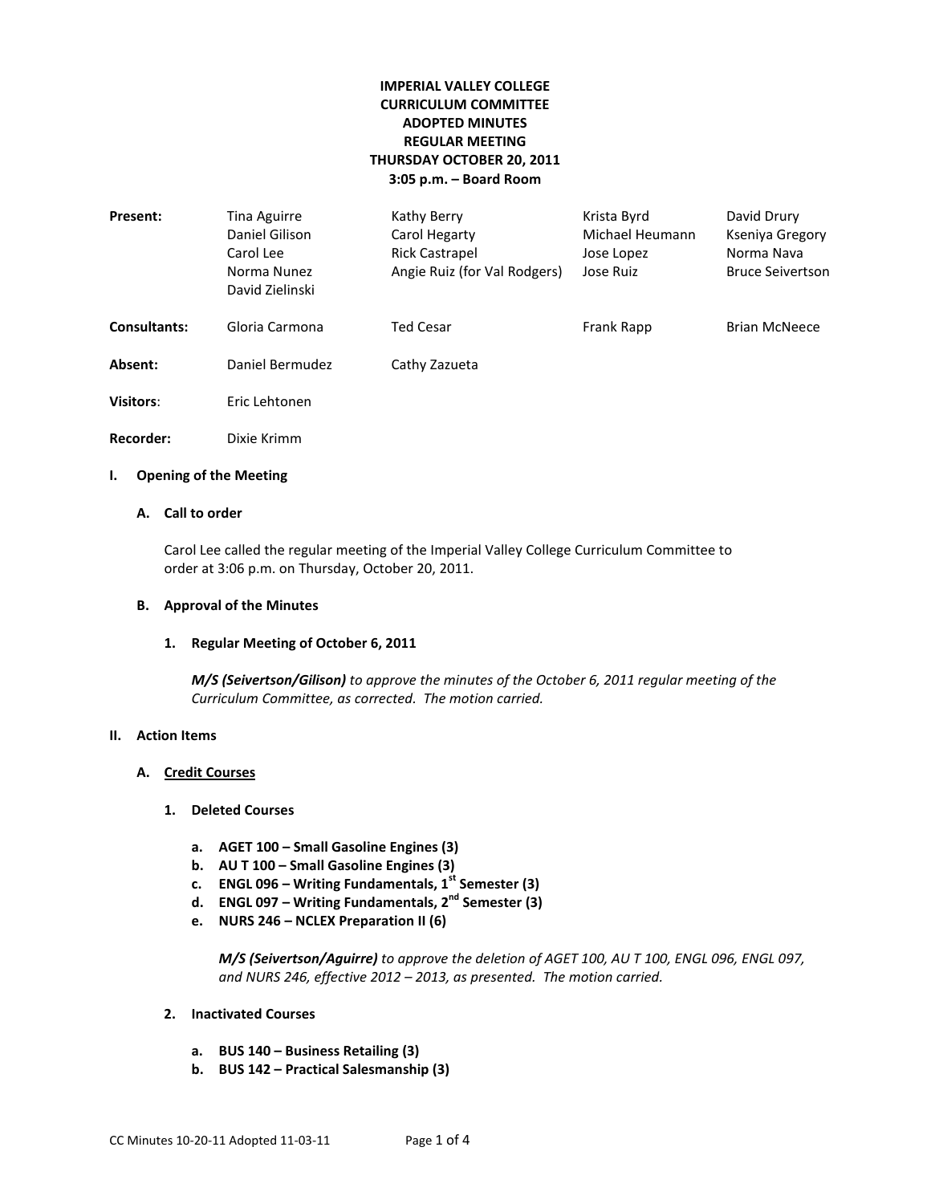**IMPERIAL VALLEY COLLEGE**
**CURRICULUM COMMITTEE**
**ADOPTED MINUTES**
**REGULAR MEETING**
**THURSDAY OCTOBER 20, 2011**
**3:05 p.m. – Board Room**

| | | | | |
|---|---|---|---|---|
| **Present:** | Tina Aguirre | Kathy Berry | Krista Byrd | David Drury |
| | Daniel Gilison | Carol Hegarty | Michael Heumann | Kseniya Gregory |
| | Carol Lee | Rick Castrapel | Jose Lopez | Norma Nava |
| | Norma Nunez | Angie Ruiz (for Val Rodgers) | Jose Ruiz | Bruce Seivertson |
| | David Zielinski | | | |
| **Consultants:** | Gloria Carmona | Ted Cesar | Frank Rapp | Brian McNeece |
| **Absent:** | Daniel Bermudez | Cathy Zazueta | | |
| **Visitors:** | Eric Lehtonen | | | |
| **Recorder:** | Dixie Krimm | | | |

## I. Opening of the Meeting

### A. Call to order

Carol Lee called the regular meeting of the Imperial Valley College Curriculum Committee to order at 3:06 p.m. on Thursday, October 20, 2011.

### B. Approval of the Minutes

**1. Regular Meeting of October 6, 2011**

***M/S (Seivertson/Gilison)*** *to approve the minutes of the October 6, 2011 regular meeting of the Curriculum Committee, as corrected. The motion carried.*

## II. Action Items

### A. Credit Courses

**1. Deleted Courses**

- **a. AGET 100 – Small Gasoline Engines (3)**
- **b. AU T 100 – Small Gasoline Engines (3)**
- **c. ENGL 096 – Writing Fundamentals, 1st Semester (3)**
- **d. ENGL 097 – Writing Fundamentals, 2nd Semester (3)**
- **e. NURS 246 – NCLEX Preparation II (6)**

***M/S (Seivertson/Aguirre)*** *to approve the deletion of AGET 100, AU T 100, ENGL 096, ENGL 097, and NURS 246, effective 2012 – 2013, as presented. The motion carried.*

**2. Inactivated Courses**

- **a. BUS 140 – Business Retailing (3)**
- **b. BUS 142 – Practical Salesmanship (3)**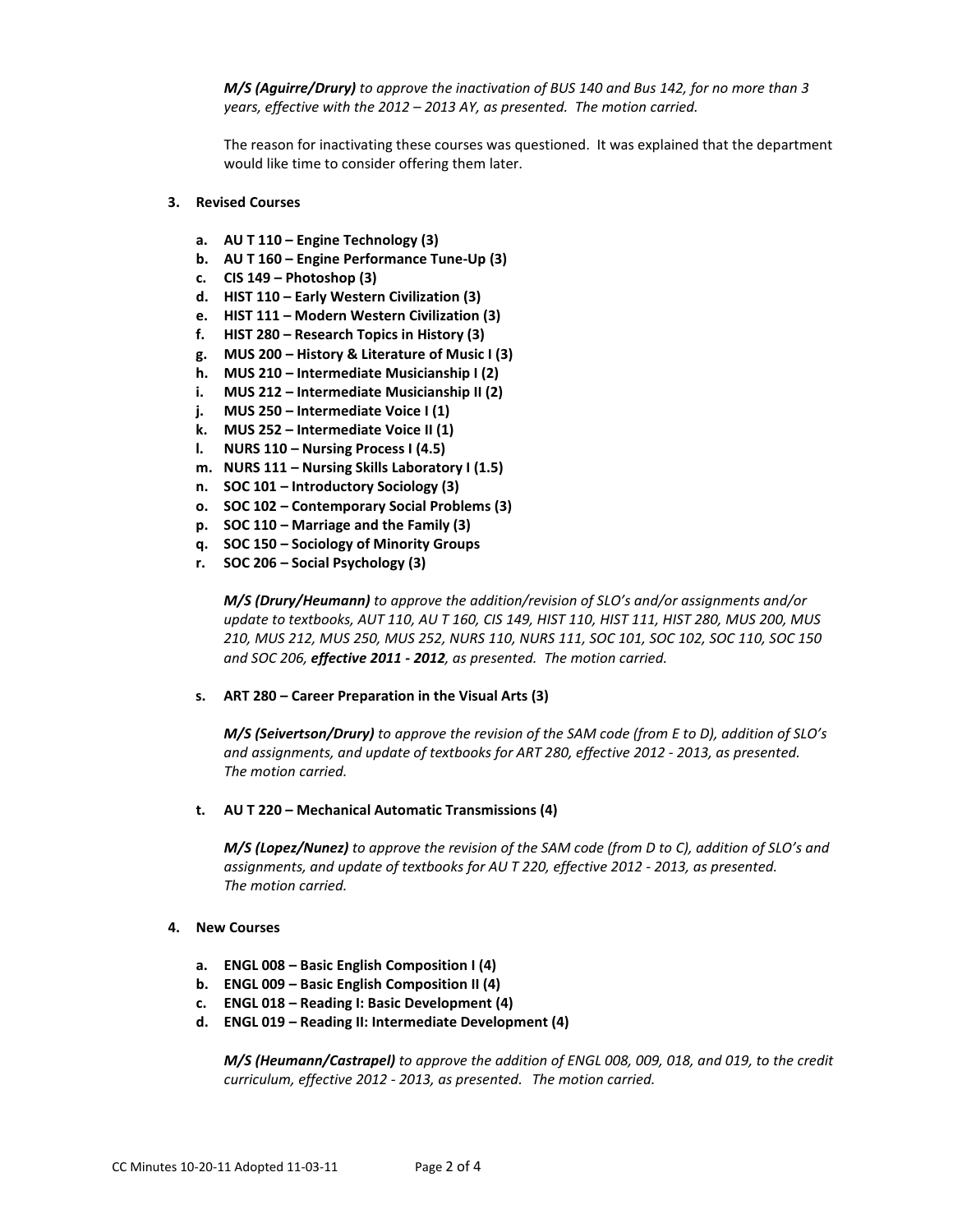***M/S (Aguirre/Drury)*** *to approve the inactivation of BUS 140 and Bus 142, for no more than 3 years, effective with the 2012 – 2013 AY, as presented. The motion carried.*

The reason for inactivating these courses was questioned. It was explained that the department would like time to consider offering them later.

**3. Revised Courses**

- **a. AU T 110 – Engine Technology (3)**
- **b. AU T 160 – Engine Performance Tune-Up (3)**
- **c. CIS 149 – Photoshop (3)**
- **d. HIST 110 – Early Western Civilization (3)**
- **e. HIST 111 – Modern Western Civilization (3)**
- **f. HIST 280 – Research Topics in History (3)**
- **g. MUS 200 – History & Literature of Music I (3)**
- **h. MUS 210 – Intermediate Musicianship I (2)**
- **i. MUS 212 – Intermediate Musicianship II (2)**
- **j. MUS 250 – Intermediate Voice I (1)**
- **k. MUS 252 – Intermediate Voice II (1)**
- **l. NURS 110 – Nursing Process I (4.5)**
- **m. NURS 111 – Nursing Skills Laboratory I (1.5)**
- **n. SOC 101 – Introductory Sociology (3)**
- **o. SOC 102 – Contemporary Social Problems (3)**
- **p. SOC 110 – Marriage and the Family (3)**
- **q. SOC 150 – Sociology of Minority Groups**
- **r. SOC 206 – Social Psychology (3)**

***M/S (Drury/Heumann)*** *to approve the addition/revision of SLO's and/or assignments and/or update to textbooks, AUT 110, AU T 160, CIS 149, HIST 110, HIST 111, HIST 280, MUS 200, MUS 210, MUS 212, MUS 250, MUS 252, NURS 110, NURS 111, SOC 101, SOC 102, SOC 110, SOC 150 and SOC 206,* ***effective 2011 - 2012****, as presented. The motion carried.*

- **s. ART 280 – Career Preparation in the Visual Arts (3)**

***M/S (Seivertson/Drury)*** *to approve the revision of the SAM code (from E to D), addition of SLO's and assignments, and update of textbooks for ART 280, effective 2012 - 2013, as presented. The motion carried.*

- **t. AU T 220 – Mechanical Automatic Transmissions (4)**

***M/S (Lopez/Nunez)*** *to approve the revision of the SAM code (from D to C), addition of SLO's and assignments, and update of textbooks for AU T 220, effective 2012 - 2013, as presented. The motion carried.*

**4. New Courses**

- **a. ENGL 008 – Basic English Composition I (4)**
- **b. ENGL 009 – Basic English Composition II (4)**
- **c. ENGL 018 – Reading I: Basic Development (4)**
- **d. ENGL 019 – Reading II: Intermediate Development (4)**

***M/S (Heumann/Castrapel)*** *to approve the addition of ENGL 008, 009, 018, and 019, to the credit curriculum, effective 2012 - 2013, as presented. The motion carried.*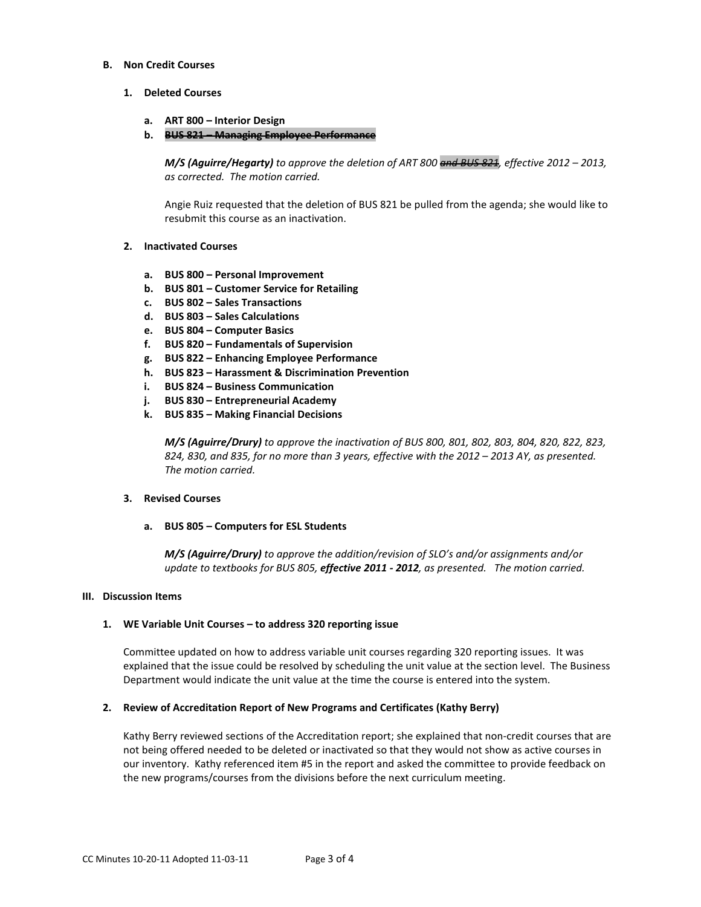**B. Non Credit Courses**

**1. Deleted Courses**

**a. ART 800 – Interior Design**

**b. ~~BUS 821 – Managing Employee Performance~~**

***M/S (Aguirre/Hegarty)*** *to approve the deletion of ART 800 ~~and BUS 821~~, effective 2012 – 2013, as corrected. The motion carried.*

Angie Ruiz requested that the deletion of BUS 821 be pulled from the agenda; she would like to resubmit this course as an inactivation.

**2. Inactivated Courses**

**a. BUS 800 – Personal Improvement**
**b. BUS 801 – Customer Service for Retailing**
**c. BUS 802 – Sales Transactions**
**d. BUS 803 – Sales Calculations**
**e. BUS 804 – Computer Basics**
**f. BUS 820 – Fundamentals of Supervision**
**g. BUS 822 – Enhancing Employee Performance**
**h. BUS 823 – Harassment & Discrimination Prevention**
**i. BUS 824 – Business Communication**
**j. BUS 830 – Entrepreneurial Academy**
**k. BUS 835 – Making Financial Decisions**

***M/S (Aguirre/Drury)*** *to approve the inactivation of BUS 800, 801, 802, 803, 804, 820, 822, 823, 824, 830, and 835, for no more than 3 years, effective with the 2012 – 2013 AY, as presented. The motion carried.*

**3. Revised Courses**

**a. BUS 805 – Computers for ESL Students**

***M/S (Aguirre/Drury)*** *to approve the addition/revision of SLO's and/or assignments and/or update to textbooks for BUS 805, **effective 2011 - 2012**, as presented. The motion carried.*

**III. Discussion Items**

**1. WE Variable Unit Courses – to address 320 reporting issue**

Committee updated on how to address variable unit courses regarding 320 reporting issues. It was explained that the issue could be resolved by scheduling the unit value at the section level. The Business Department would indicate the unit value at the time the course is entered into the system.

**2. Review of Accreditation Report of New Programs and Certificates (Kathy Berry)**

Kathy Berry reviewed sections of the Accreditation report; she explained that non-credit courses that are not being offered needed to be deleted or inactivated so that they would not show as active courses in our inventory. Kathy referenced item #5 in the report and asked the committee to provide feedback on the new programs/courses from the divisions before the next curriculum meeting.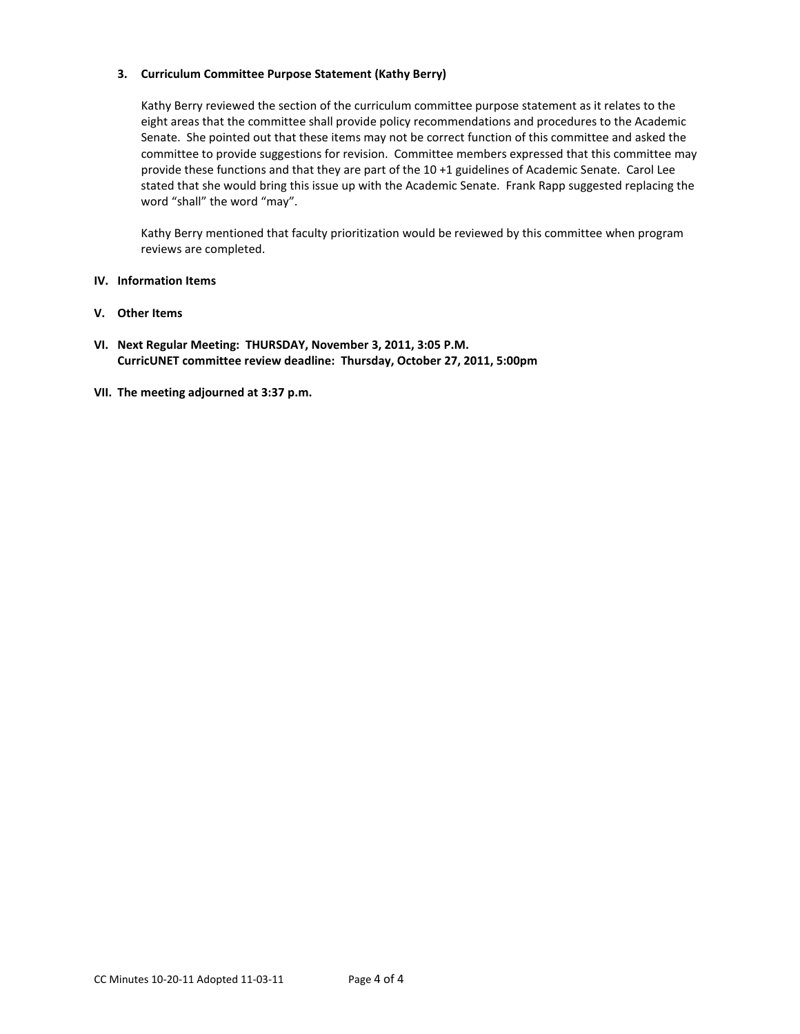**3. Curriculum Committee Purpose Statement (Kathy Berry)**

Kathy Berry reviewed the section of the curriculum committee purpose statement as it relates to the eight areas that the committee shall provide policy recommendations and procedures to the Academic Senate. She pointed out that these items may not be correct function of this committee and asked the committee to provide suggestions for revision. Committee members expressed that this committee may provide these functions and that they are part of the 10 +1 guidelines of Academic Senate. Carol Lee stated that she would bring this issue up with the Academic Senate. Frank Rapp suggested replacing the word "shall" the word "may".

Kathy Berry mentioned that faculty prioritization would be reviewed by this committee when program reviews are completed.

## IV. Information Items

## V. Other Items

## VI. Next Regular Meeting: THURSDAY, November 3, 2011, 3:05 P.M.
**CurricUNET committee review deadline: Thursday, October 27, 2011, 5:00pm**

## VII. The meeting adjourned at 3:37 p.m.